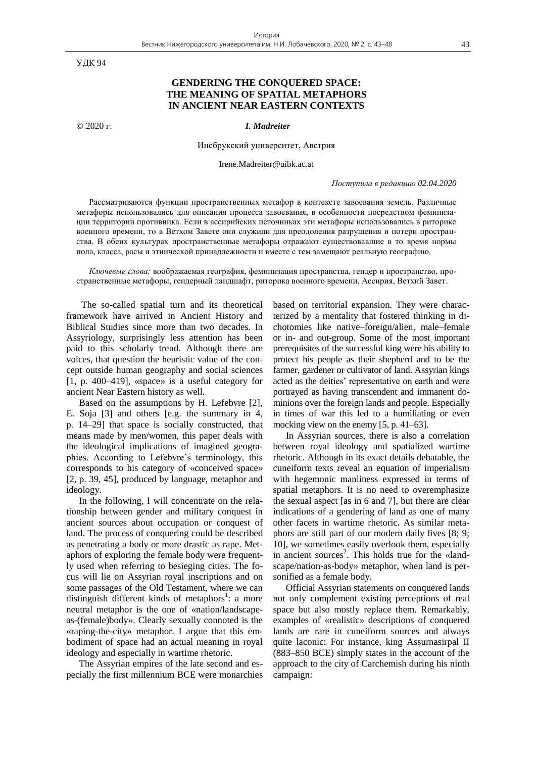УДК 94

# GENDERING THE CONQUERED SPACE: THE MEANING OF SPATIAL METAPHORS IN ANCIENT NEAR EASTERN CONTEXTS

© 2020 г. ***I. Madreiter***

Инсбрукский университет, Австрия

Irene.Madreiter@uibk.ac.at

*Поступила в редакцию 02.04.2020*

Рассматриваются функции пространственных метафор в контексте завоевания земель. Различные метафоры использовались для описания процесса завоевания, в особенности посредством феминизации территории противника. Если в ассирийских источниках эти метафоры использовались в риторике военного времени, то в Ветхом Завете они служили для преодоления разрушения и потери пространства. В обеих культурах пространственные метафоры отражают существовавшие в то время нормы пола, класса, расы и этнической принадлежности и вместе с тем замещают реальную географию.

*Ключевые слова:* воображаемая география, феминизация пространства, гендер и пространство, пространственные метафоры, гендерный ландшафт, риторика военного времени, Ассирия, Ветхий Завет.

The so-called spatial turn and its theoretical framework have arrived in Ancient History and Biblical Studies since more than two decades. In Assyriology, surprisingly less attention has been paid to this scholarly trend. Although there are voices, that question the heuristic value of the concept outside human geography and social sciences [1, p. 400–419], «space» is a useful category for ancient Near Eastern history as well.

Based on the assumptions by H. Lefebvre [2], E. Soja [3] and others [e.g. the summary in 4, p. 14–29] that space is socially constructed, that means made by men/women, this paper deals with the ideological implications of imagined geographies. According to Lefebvre's terminology, this corresponds to his category of «conceived space» [2, p. 39, 45], produced by language, metaphor and ideology.

In the following, I will concentrate on the relationship between gender and military conquest in ancient sources about occupation or conquest of land. The process of conquering could be described as penetrating a body or more drastic as rape. Metaphors of exploring the female body were frequently used when referring to besieging cities. The focus will lie on Assyrian royal inscriptions and on some passages of the Old Testament, where we can distinguish different kinds of metaphors[1]: a more neutral metaphor is the one of «nation/landscape-as-(female)body». Clearly sexually connoted is the «raping-the-city» metaphor. I argue that this embodiment of space had an actual meaning in royal ideology and especially in wartime rhetoric.

The Assyrian empires of the late second and especially the first millennium BCE were monarchies based on territorial expansion. They were characterized by a mentality that fostered thinking in dichotomies like native–foreign/alien, male–female or in- and out-group. Some of the most important prerequisites of the successful king were his ability to protect his people as their shepherd and to be the farmer, gardener or cultivator of land. Assyrian kings acted as the deities' representative on earth and were portrayed as having transcendent and immanent dominions over the foreign lands and people. Especially in times of war this led to a humiliating or even mocking view on the enemy [5, p. 41–63].

In Assyrian sources, there is also a correlation between royal ideology and spatialized wartime rhetoric. Although in its exact details debatable, the cuneiform texts reveal an equation of imperialism with hegemonic manliness expressed in terms of spatial metaphors. It is no need to overemphasize the sexual aspect [as in 6 and 7], but there are clear indications of a gendering of land as one of many other facets in wartime rhetoric. As similar metaphors are still part of our modern daily lives [8; 9; 10], we sometimes easily overlook them, especially in ancient sources[2]. This holds true for the «landscape/nation-as-body» metaphor, when land is personified as a female body.

Official Assyrian statements on conquered lands not only complement existing perceptions of real space but also mostly replace them. Remarkably, examples of «realistic» descriptions of conquered lands are rare in cuneiform sources and always quite laconic: For instance, king Assurnasirpal II (883–850 BCE) simply states in the account of the approach to the city of Carchemish during his ninth campaign: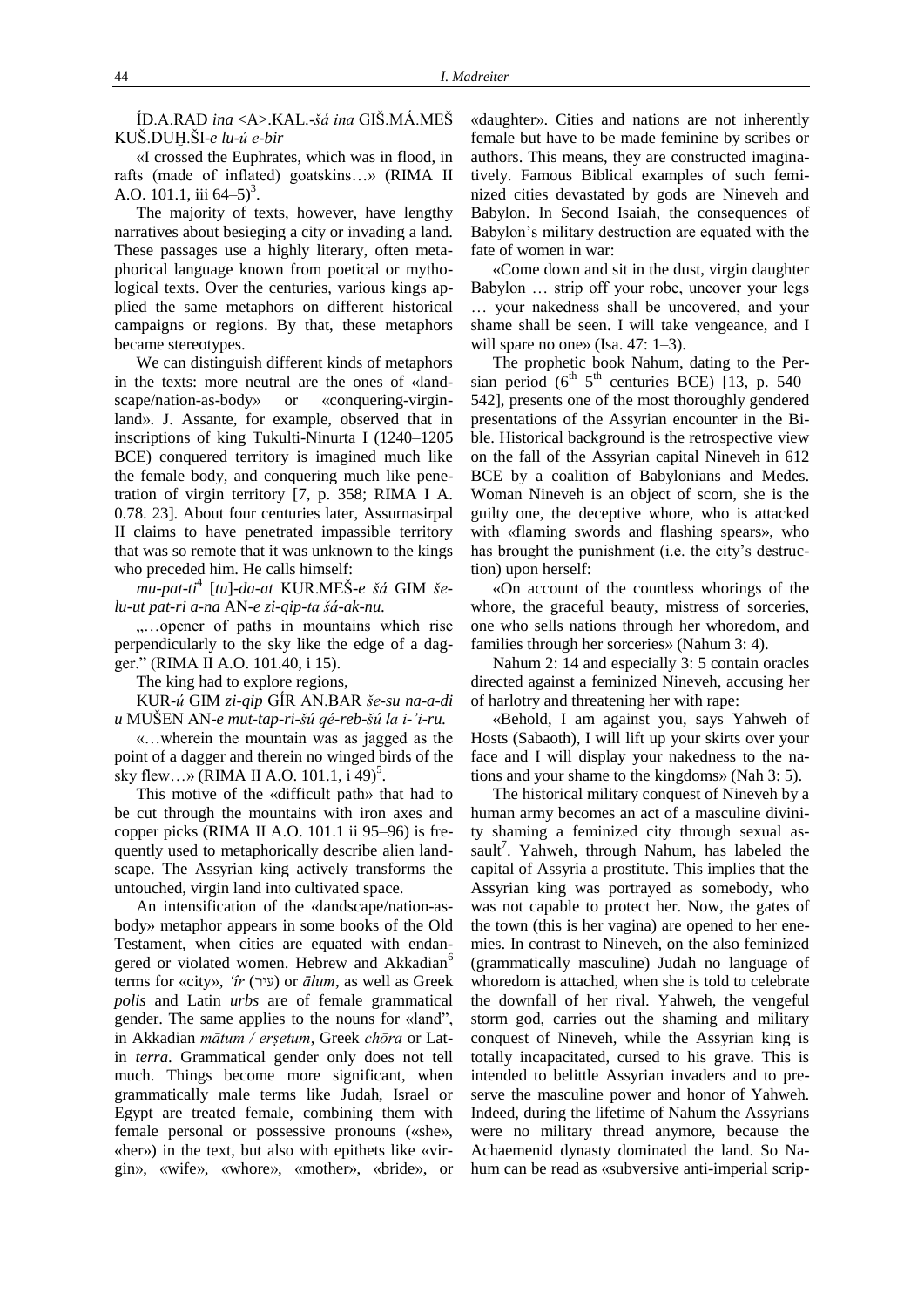ÍD.A.RAD *ina* <A>.KAL.-*šá ina* GIŠ.MÁ.MEŠ KUŠ.DUḪ.ŠI-*e lu-ú e-bir*

«I crossed the Euphrates, which was in flood, in rafts (made of inflated) goatskins…» (RIMA II A.O. 101.1, iii 64–5)[3].

The majority of texts, however, have lengthy narratives about besieging a city or invading a land. These passages use a highly literary, often metaphorical language known from poetical or mythological texts. Over the centuries, various kings applied the same metaphors on different historical campaigns or regions. By that, these metaphors became stereotypes.

We can distinguish different kinds of metaphors in the texts: more neutral are the ones of «landscape/nation-as-body» or «conquering-virgin-land». J. Assante, for example, observed that in inscriptions of king Tukulti-Ninurta I (1240–1205 BCE) conquered territory is imagined much like the female body, and conquering much like penetration of virgin territory [7, p. 358; RIMA I A. 0.78. 23]. About four centuries later, Assurnasirpal II claims to have penetrated impassible territory that was so remote that it was unknown to the kings who preceded him. He calls himself:

*mu-pat-ti*[4] [*tu*]-*da-at* KUR.MEŠ-*e šá* GIM *še-lu-ut pat-ri a-na* AN-*e zi-qip-ta šá-ak-nu.*

„…opener of paths in mountains which rise perpendicularly to the sky like the edge of a dagger." (RIMA II A.O. 101.40, i 15).

The king had to explore regions,

KUR-*ú* GIM *zi-qip* GÍR AN.BAR *še-su na-a-di u* MUŠEN AN-*e mut-tap-ri-šú qé-reb-šú la i-'i-ru.*

«…wherein the mountain was as jagged as the point of a dagger and therein no winged birds of the sky flew…» (RIMA II A.O. 101.1, i 49)[5].

This motive of the «difficult path» that had to be cut through the mountains with iron axes and copper picks (RIMA II A.O. 101.1 ii 95–96) is frequently used to metaphorically describe alien landscape. The Assyrian king actively transforms the untouched, virgin land into cultivated space.

An intensification of the «landscape/nation-as-body» metaphor appears in some books of the Old Testament, when cities are equated with endangered or violated women. Hebrew and Akkadian[6] terms for «city», *'ír* (עיר) or *ālum*, as well as Greek *polis* and Latin *urbs* are of female grammatical gender. The same applies to the nouns for «land", in Akkadian *mātum / erṣetum*, Greek *chōra* or Latin *terra*. Grammatical gender only does not tell much. Things become more significant, when grammatically male terms like Judah, Israel or Egypt are treated female, combining them with female personal or possessive pronouns («she», «her») in the text, but also with epithets like «virgin», «wife», «whore», «mother», «bride», or «daughter». Cities and nations are not inherently female but have to be made feminine by scribes or authors. This means, they are constructed imaginatively. Famous Biblical examples of such feminized cities devastated by gods are Nineveh and Babylon. In Second Isaiah, the consequences of Babylon's military destruction are equated with the fate of women in war:

«Come down and sit in the dust, virgin daughter Babylon … strip off your robe, uncover your legs … your nakedness shall be uncovered, and your shame shall be seen. I will take vengeance, and I will spare no one» (Isa. 47: 1–3).

The prophetic book Nahum, dating to the Persian period ($6^{th}$–$5^{th}$ centuries BCE) [13, p. 540–542], presents one of the most thoroughly gendered presentations of the Assyrian encounter in the Bible. Historical background is the retrospective view on the fall of the Assyrian capital Nineveh in 612 BCE by a coalition of Babylonians and Medes. Woman Nineveh is an object of scorn, she is the guilty one, the deceptive whore, who is attacked with «flaming swords and flashing spears», who has brought the punishment (i.e. the city's destruction) upon herself:

«On account of the countless whorings of the whore, the graceful beauty, mistress of sorceries, one who sells nations through her whoredom, and families through her sorceries» (Nahum 3: 4).

Nahum 2: 14 and especially 3: 5 contain oracles directed against a feminized Nineveh, accusing her of harlotry and threatening her with rape:

«Behold, I am against you, says Yahweh of Hosts (Sabaoth), I will lift up your skirts over your face and I will display your nakedness to the nations and your shame to the kingdoms» (Nah 3: 5).

The historical military conquest of Nineveh by a human army becomes an act of a masculine divinity shaming a feminized city through sexual assault[7]. Yahweh, through Nahum, has labeled the capital of Assyria a prostitute. This implies that the Assyrian king was portrayed as somebody, who was not capable to protect her. Now, the gates of the town (this is her vagina) are opened to her enemies. In contrast to Nineveh, on the also feminized (grammatically masculine) Judah no language of whoredom is attached, when she is told to celebrate the downfall of her rival. Yahweh, the vengeful storm god, carries out the shaming and military conquest of Nineveh, while the Assyrian king is totally incapacitated, cursed to his grave. This is intended to belittle Assyrian invaders and to preserve the masculine power and honor of Yahweh. Indeed, during the lifetime of Nahum the Assyrians were no military thread anymore, because the Achaemenid dynasty dominated the land. So Nahum can be read as «subversive anti-imperial scrip-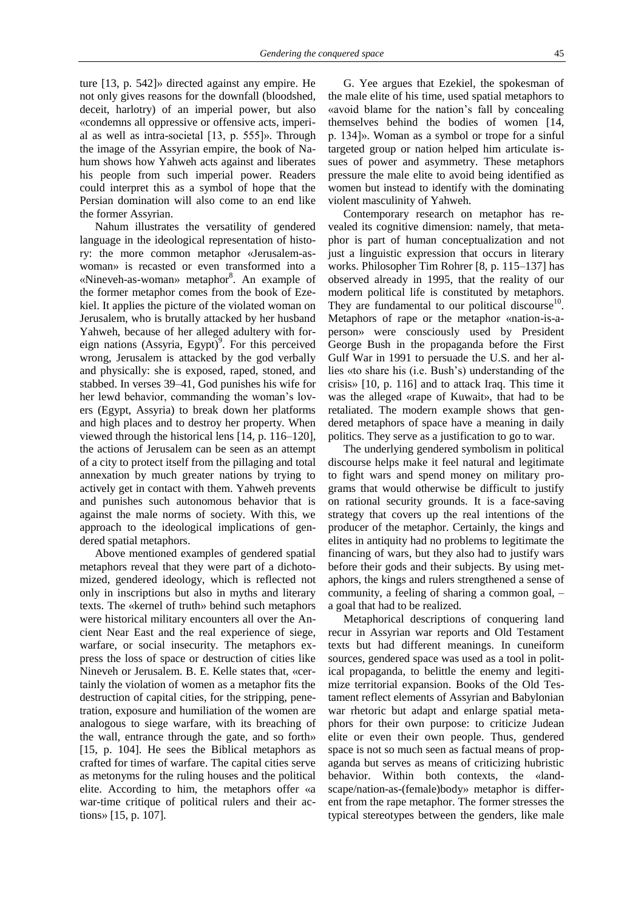ture [13, p. 542]» directed against any empire. He not only gives reasons for the downfall (bloodshed, deceit, harlotry) of an imperial power, but also «condemns all oppressive or offensive acts, imperial as well as intra-societal [13, p. 555]». Through the image of the Assyrian empire, the book of Nahum shows how Yahweh acts against and liberates his people from such imperial power. Readers could interpret this as a symbol of hope that the Persian domination will also come to an end like the former Assyrian.

Nahum illustrates the versatility of gendered language in the ideological representation of history: the more common metaphor «Jerusalem-as-woman» is recasted or even transformed into a «Nineveh-as-woman» metaphor[8]. An example of the former metaphor comes from the book of Ezekiel. It applies the picture of the violated woman on Jerusalem, who is brutally attacked by her husband Yahweh, because of her alleged adultery with foreign nations (Assyria, Egypt)[9]. For this perceived wrong, Jerusalem is attacked by the god verbally and physically: she is exposed, raped, stoned, and stabbed. In verses 39–41, God punishes his wife for her lewd behavior, commanding the woman's lovers (Egypt, Assyria) to break down her platforms and high places and to destroy her property. When viewed through the historical lens [14, p. 116–120], the actions of Jerusalem can be seen as an attempt of a city to protect itself from the pillaging and total annexation by much greater nations by trying to actively get in contact with them. Yahweh prevents and punishes such autonomous behavior that is against the male norms of society. With this, we approach to the ideological implications of gendered spatial metaphors.

Above mentioned examples of gendered spatial metaphors reveal that they were part of a dichotomized, gendered ideology, which is reflected not only in inscriptions but also in myths and literary texts. The «kernel of truth» behind such metaphors were historical military encounters all over the Ancient Near East and the real experience of siege, warfare, or social insecurity. The metaphors express the loss of space or destruction of cities like Nineveh or Jerusalem. B. E. Kelle states that, «certainly the violation of women as a metaphor fits the destruction of capital cities, for the stripping, penetration, exposure and humiliation of the women are analogous to siege warfare, with its breaching of the wall, entrance through the gate, and so forth» [15, p. 104]. He sees the Biblical metaphors as crafted for times of warfare. The capital cities serve as metonyms for the ruling houses and the political elite. According to him, the metaphors offer «a war-time critique of political rulers and their actions» [15, p. 107].

G. Yee argues that Ezekiel, the spokesman of the male elite of his time, used spatial metaphors to «avoid blame for the nation's fall by concealing themselves behind the bodies of women [14, p. 134]». Woman as a symbol or trope for a sinful targeted group or nation helped him articulate issues of power and asymmetry. These metaphors pressure the male elite to avoid being identified as women but instead to identify with the dominating violent masculinity of Yahweh.

Contemporary research on metaphor has revealed its cognitive dimension: namely, that metaphor is part of human conceptualization and not just a linguistic expression that occurs in literary works. Philosopher Tim Rohrer [8, p. 115–137] has observed already in 1995, that the reality of our modern political life is constituted by metaphors. They are fundamental to our political discourse[10]. Metaphors of rape or the metaphor «nation-is-a-person» were consciously used by President George Bush in the propaganda before the First Gulf War in 1991 to persuade the U.S. and her allies «to share his (i.e. Bush's) understanding of the crisis» [10, p. 116] and to attack Iraq. This time it was the alleged «rape of Kuwait», that had to be retaliated. The modern example shows that gendered metaphors of space have a meaning in daily politics. They serve as a justification to go to war.

The underlying gendered symbolism in political discourse helps make it feel natural and legitimate to fight wars and spend money on military programs that would otherwise be difficult to justify on rational security grounds. It is a face-saving strategy that covers up the real intentions of the producer of the metaphor. Certainly, the kings and elites in antiquity had no problems to legitimate the financing of wars, but they also had to justify wars before their gods and their subjects. By using metaphors, the kings and rulers strengthened a sense of community, a feeling of sharing a common goal, – a goal that had to be realized.

Metaphorical descriptions of conquering land recur in Assyrian war reports and Old Testament texts but had different meanings. In cuneiform sources, gendered space was used as a tool in political propaganda, to belittle the enemy and legitimize territorial expansion. Books of the Old Testament reflect elements of Assyrian and Babylonian war rhetoric but adapt and enlarge spatial metaphors for their own purpose: to criticize Judean elite or even their own people. Thus, gendered space is not so much seen as factual means of propaganda but serves as means of criticizing hubristic behavior. Within both contexts, the «landscape/nation-as-(female)body» metaphor is different from the rape metaphor. The former stresses the typical stereotypes between the genders, like male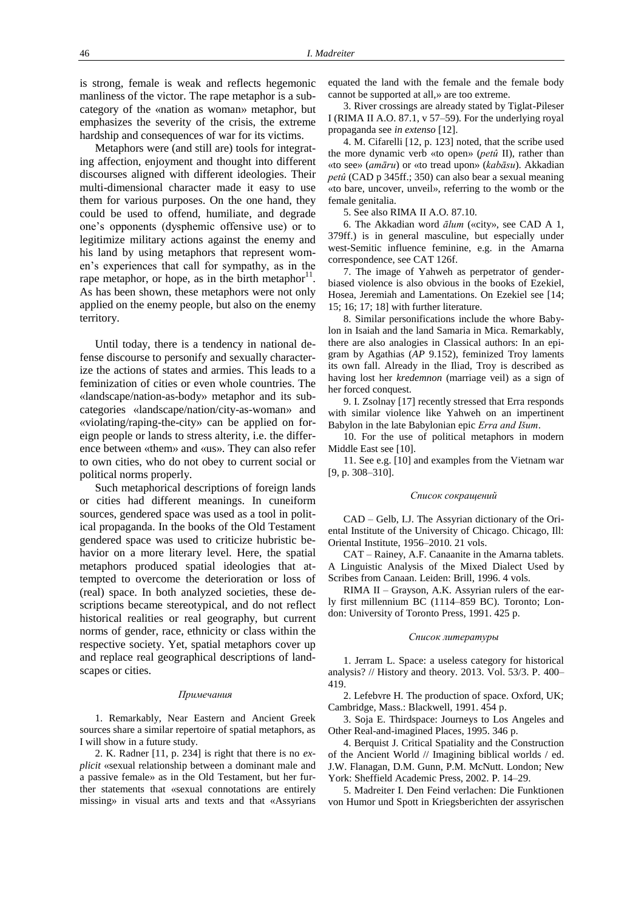is strong, female is weak and reflects hegemonic manliness of the victor. The rape metaphor is a subcategory of the «nation as woman» metaphor, but emphasizes the severity of the crisis, the extreme hardship and consequences of war for its victims.

Metaphors were (and still are) tools for integrating affection, enjoyment and thought into different discourses aligned with different ideologies. Their multi-dimensional character made it easy to use them for various purposes. On the one hand, they could be used to offend, humiliate, and degrade one's opponents (dysphemic offensive use) or to legitimize military actions against the enemy and his land by using metaphors that represent women's experiences that call for sympathy, as in the rape metaphor, or hope, as in the birth metaphor[11]. As has been shown, these metaphors were not only applied on the enemy people, but also on the enemy territory.

Until today, there is a tendency in national defense discourse to personify and sexually characterize the actions of states and armies. This leads to a feminization of cities or even whole countries. The «landscape/nation-as-body» metaphor and its subcategories «landscape/nation/city-as-woman» and «violating/raping-the-city» can be applied on foreign people or lands to stress alterity, i.e. the difference between «them» and «us». They can also refer to own cities, who do not obey to current social or political norms properly.

Such metaphorical descriptions of foreign lands or cities had different meanings. In cuneiform sources, gendered space was used as a tool in political propaganda. In the books of the Old Testament gendered space was used to criticize hubristic behavior on a more literary level. Here, the spatial metaphors produced spatial ideologies that attempted to overcome the deterioration or loss of (real) space. In both analyzed societies, these descriptions became stereotypical, and do not reflect historical realities or real geography, but current norms of gender, race, ethnicity or class within the respective society. Yet, spatial metaphors cover up and replace real geographical descriptions of landscapes or cities.

### *Примечания*

1. Remarkably, Near Eastern and Ancient Greek sources share a similar repertoire of spatial metaphors, as I will show in a future study.

2. K. Radner [11, p. 234] is right that there is no *explicit* «sexual relationship between a dominant male and a passive female» as in the Old Testament, but her further statements that «sexual connotations are entirely missing» in visual arts and texts and that «Assyrians equated the land with the female and the female body cannot be supported at all,» are too extreme.

3. River crossings are already stated by Tiglat-Pileser I (RIMA II A.O. 87.1, v 57–59). For the underlying royal propaganda see *in extenso* [12].

4. M. Cifarelli [12, p. 123] noted, that the scribe used the more dynamic verb «to open» (*petû* II), rather than «to see» (*amāru*) or «to tread upon» (*kabāsu*). Akkadian *petû* (CAD p 345ff.; 350) can also bear a sexual meaning «to bare, uncover, unveil», referring to the womb or the female genitalia.

5. See also RIMA II A.O. 87.10.

6. The Akkadian word *ālum* («city», see CAD A 1, 379ff.) is in general masculine, but especially under west-Semitic influence feminine, e.g. in the Amarna correspondence, see CAT 126f.

7. The image of Yahweh as perpetrator of gender-biased violence is also obvious in the books of Ezekiel, Hosea, Jeremiah and Lamentations. On Ezekiel see [14; 15; 16; 17; 18] with further literature.

8. Similar personifications include the whore Babylon in Isaiah and the land Samaria in Mica. Remarkably, there are also analogies in Classical authors: In an epigram by Agathias (*AP* 9.152), feminized Troy laments its own fall. Already in the Iliad, Troy is described as having lost her *kredemnon* (marriage veil) as a sign of her forced conquest.

9. I. Zsolnay [17] recently stressed that Erra responds with similar violence like Yahweh on an impertinent Babylon in the late Babylonian epic *Erra and Išum*.

10. For the use of political metaphors in modern Middle East see [10].

11. See e.g. [10] and examples from the Vietnam war [9, p. 308–310].

### *Список сокращений*

CAD – Gelb, I.J. The Assyrian dictionary of the Oriental Institute of the University of Chicago. Chicago, Ill: Oriental Institute, 1956–2010. 21 vols.

CAT – Rainey, A.F. Canaanite in the Amarna tablets. A Linguistic Analysis of the Mixed Dialect Used by Scribes from Canaan. Leiden: Brill, 1996. 4 vols.

RIMA II – Grayson, A.K. Assyrian rulers of the early first millennium BC (1114–859 BC). Toronto; London: University of Toronto Press, 1991. 425 p.

### *Список литературы*

1. Jerram L. Space: a useless category for historical analysis? // History and theory. 2013. Vol. 53/3. P. 400–419.

2. Lefebvre H. The production of space. Oxford, UK; Cambridge, Mass.: Blackwell, 1991. 454 p.

3. Soja E. Thirdspace: Journeys to Los Angeles and Other Real-and-imagined Places, 1995. 346 p.

4. Berquist J. Critical Spatiality and the Construction of the Ancient World // Imagining biblical worlds / ed. J.W. Flanagan, D.M. Gunn, P.M. McNutt. London; New York: Sheffield Academic Press, 2002. P. 14–29.

5. Madreiter I. Den Feind verlachen: Die Funktionen von Humor und Spott in Kriegsberichten der assyrischen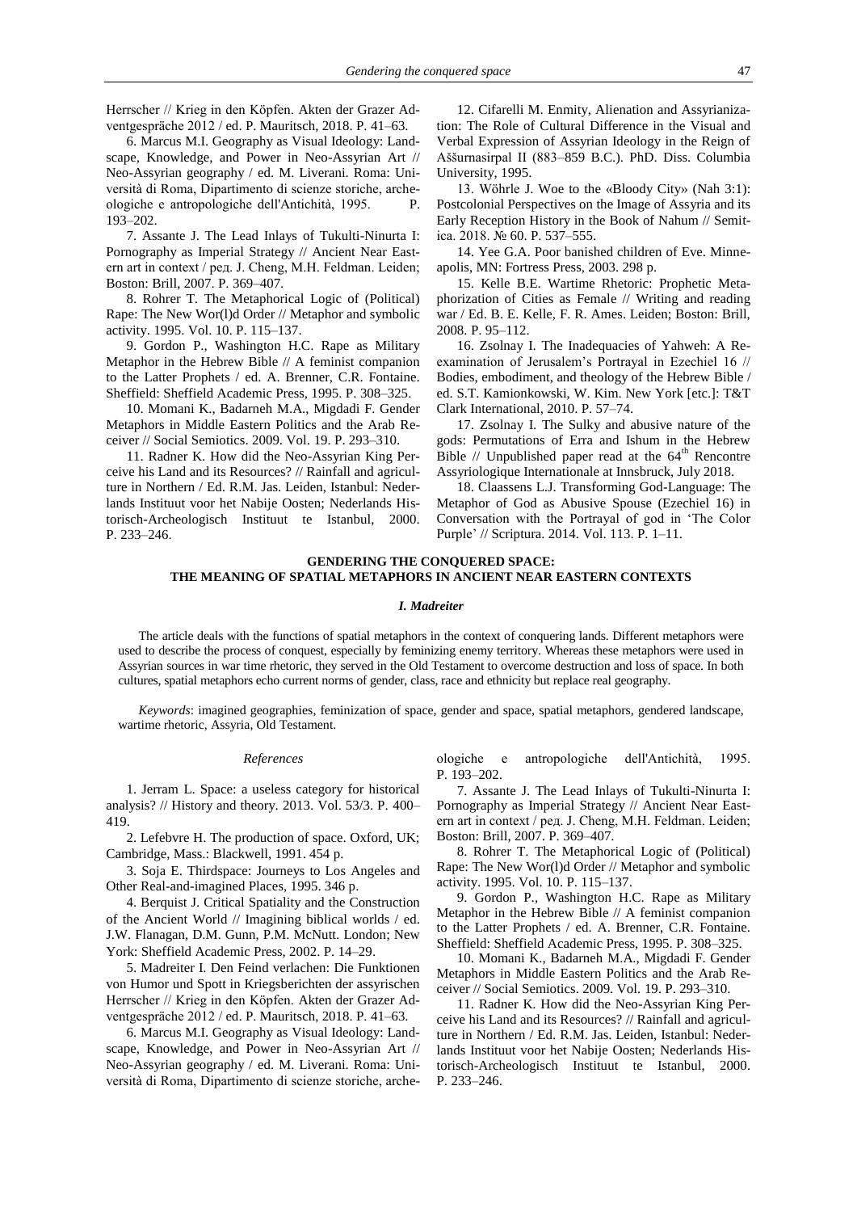Herrscher // Krieg in den Köpfen. Akten der Grazer Adventgespräche 2012 / ed. P. Mauritsch, 2018. P. 41–63.

6. Marcus M.I. Geography as Visual Ideology: Landscape, Knowledge, and Power in Neo-Assyrian Art // Neo-Assyrian geography / ed. M. Liverani. Roma: Università di Roma, Dipartimento di scienze storiche, archeologiche e antropologiche dell'Antichità, 1995. P. 193–202.

7. Assante J. The Lead Inlays of Tukulti-Ninurta I: Pornography as Imperial Strategy // Ancient Near Eastern art in context / ред. J. Cheng, M.H. Feldman. Leiden; Boston: Brill, 2007. P. 369–407.

8. Rohrer T. The Metaphorical Logic of (Political) Rape: The New Wor(l)d Order // Metaphor and symbolic activity. 1995. Vol. 10. P. 115–137.

9. Gordon P., Washington H.C. Rape as Military Metaphor in the Hebrew Bible // A feminist companion to the Latter Prophets / ed. A. Brenner, C.R. Fontaine. Sheffield: Sheffield Academic Press, 1995. P. 308–325.

10. Momani K., Badarneh M.A., Migdadi F. Gender Metaphors in Middle Eastern Politics and the Arab Receiver // Social Semiotics. 2009. Vol. 19. P. 293–310.

11. Radner K. How did the Neo-Assyrian King Perceive his Land and its Resources? // Rainfall and agriculture in Northern / Ed. R.M. Jas. Leiden, Istanbul: Nederlands Instituut voor het Nabije Oosten; Nederlands Historisch-Archeologisch Instituut te Istanbul, 2000. P. 233–246.

12. Cifarelli M. Enmity, Alienation and Assyrianization: The Role of Cultural Difference in the Visual and Verbal Expression of Assyrian Ideology in the Reign of Aššurnasirpal II (883–859 B.C.). PhD. Diss. Columbia University, 1995.

13. Wöhrle J. Woe to the «Bloody City» (Nah 3:1): Postcolonial Perspectives on the Image of Assyria and its Early Reception History in the Book of Nahum // Semitica. 2018. № 60. P. 537–555.

14. Yee G.A. Poor banished children of Eve. Minneapolis, MN: Fortress Press, 2003. 298 p.

15. Kelle B.E. Wartime Rhetoric: Prophetic Metaphorization of Cities as Female // Writing and reading war / Ed. B. E. Kelle, F. R. Ames. Leiden; Boston: Brill, 2008. P. 95–112.

16. Zsolnay I. The Inadequacies of Yahweh: A Reexamination of Jerusalem's Portrayal in Ezechiel 16 // Bodies, embodiment, and theology of the Hebrew Bible / ed. S.T. Kamionkowski, W. Kim. New York [etc.]: T&T Clark International, 2010. P. 57–74.

17. Zsolnay I. The Sulky and abusive nature of the gods: Permutations of Erra and Ishum in the Hebrew Bible // Unpublished paper read at the 64[th] Rencontre Assyriologique Internationale at Innsbruck, July 2018.

18. Claassens L.J. Transforming God-Language: The Metaphor of God as Abusive Spouse (Ezechiel 16) in Conversation with the Portrayal of god in 'The Color Purple' // Scriptura. 2014. Vol. 113. P. 1–11.

## GENDERING THE CONQUERED SPACE: THE MEANING OF SPATIAL METAPHORS IN ANCIENT NEAR EASTERN CONTEXTS

***I. Madreiter***

The article deals with the functions of spatial metaphors in the context of conquering lands. Different metaphors were used to describe the process of conquest, especially by feminizing enemy territory. Whereas these metaphors were used in Assyrian sources in war time rhetoric, they served in the Old Testament to overcome destruction and loss of space. In both cultures, spatial metaphors echo current norms of gender, class, race and ethnicity but replace real geography.

*Keywords*: imagined geographies, feminization of space, gender and space, spatial metaphors, gendered landscape, wartime rhetoric, Assyria, Old Testament.

### *References*

1. Jerram L. Space: a useless category for historical analysis? // History and theory. 2013. Vol. 53/3. P. 400–419.

2. Lefebvre H. The production of space. Oxford, UK; Cambridge, Mass.: Blackwell, 1991. 454 p.

3. Soja E. Thirdspace: Journeys to Los Angeles and Other Real-and-imagined Places, 1995. 346 p.

4. Berquist J. Critical Spatiality and the Construction of the Ancient World // Imagining biblical worlds / ed. J.W. Flanagan, D.M. Gunn, P.M. McNutt. London; New York: Sheffield Academic Press, 2002. P. 14–29.

5. Madreiter I. Den Feind verlachen: Die Funktionen von Humor und Spott in Kriegsberichten der assyrischen Herrscher // Krieg in den Köpfen. Akten der Grazer Adventgespräche 2012 / ed. P. Mauritsch, 2018. P. 41–63.

6. Marcus M.I. Geography as Visual Ideology: Landscape, Knowledge, and Power in Neo-Assyrian Art // Neo-Assyrian geography / ed. M. Liverani. Roma: Università di Roma, Dipartimento di scienze storiche, archeologiche e antropologiche dell'Antichità, 1995. P. 193–202.

7. Assante J. The Lead Inlays of Tukulti-Ninurta I: Pornography as Imperial Strategy // Ancient Near Eastern art in context / ред. J. Cheng, M.H. Feldman. Leiden; Boston: Brill, 2007. P. 369–407.

8. Rohrer T. The Metaphorical Logic of (Political) Rape: The New Wor(l)d Order // Metaphor and symbolic activity. 1995. Vol. 10. P. 115–137.

9. Gordon P., Washington H.C. Rape as Military Metaphor in the Hebrew Bible // A feminist companion to the Latter Prophets / ed. A. Brenner, C.R. Fontaine. Sheffield: Sheffield Academic Press, 1995. P. 308–325.

10. Momani K., Badarneh M.A., Migdadi F. Gender Metaphors in Middle Eastern Politics and the Arab Receiver // Social Semiotics. 2009. Vol. 19. P. 293–310.

11. Radner K. How did the Neo-Assyrian King Perceive his Land and its Resources? // Rainfall and agriculture in Northern / Ed. R.M. Jas. Leiden, Istanbul: Nederlands Instituut voor het Nabije Oosten; Nederlands Historisch-Archeologisch Instituut te Istanbul, 2000. P. 233–246.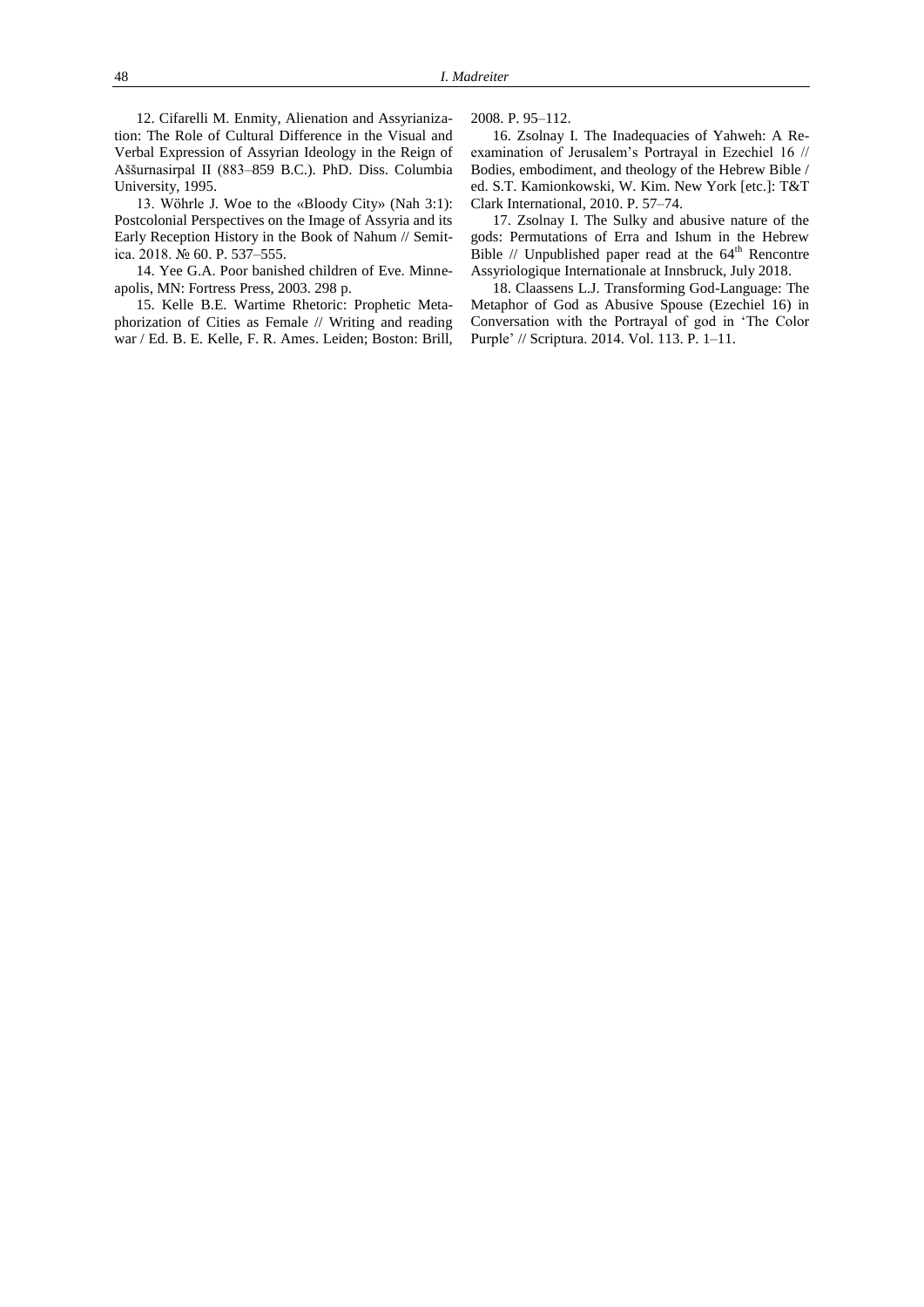12. Cifarelli M. Enmity, Alienation and Assyrianization: The Role of Cultural Difference in the Visual and Verbal Expression of Assyrian Ideology in the Reign of Aššurnasirpal II (883–859 B.C.). PhD. Diss. Columbia University, 1995.

13. Wöhrle J. Woe to the «Bloody City» (Nah 3:1): Postcolonial Perspectives on the Image of Assyria and its Early Reception History in the Book of Nahum // Semitica. 2018. № 60. P. 537–555.

14. Yee G.A. Poor banished children of Eve. Minneapolis, MN: Fortress Press, 2003. 298 p.

15. Kelle B.E. Wartime Rhetoric: Prophetic Metaphorization of Cities as Female // Writing and reading war / Ed. B. E. Kelle, F. R. Ames. Leiden; Boston: Brill, 2008. P. 95–112.

16. Zsolnay I. The Inadequacies of Yahweh: A Re-examination of Jerusalem's Portrayal in Ezechiel 16 // Bodies, embodiment, and theology of the Hebrew Bible / ed. S.T. Kamionkowski, W. Kim. New York [etc.]: T&T Clark International, 2010. P. 57–74.

17. Zsolnay I. The Sulky and abusive nature of the gods: Permutations of Erra and Ishum in the Hebrew Bible // Unpublished paper read at the 64th Rencontre Assyriologique Internationale at Innsbruck, July 2018.

18. Claassens L.J. Transforming God-Language: The Metaphor of God as Abusive Spouse (Ezechiel 16) in Conversation with the Portrayal of god in 'The Color Purple' // Scriptura. 2014. Vol. 113. P. 1–11.